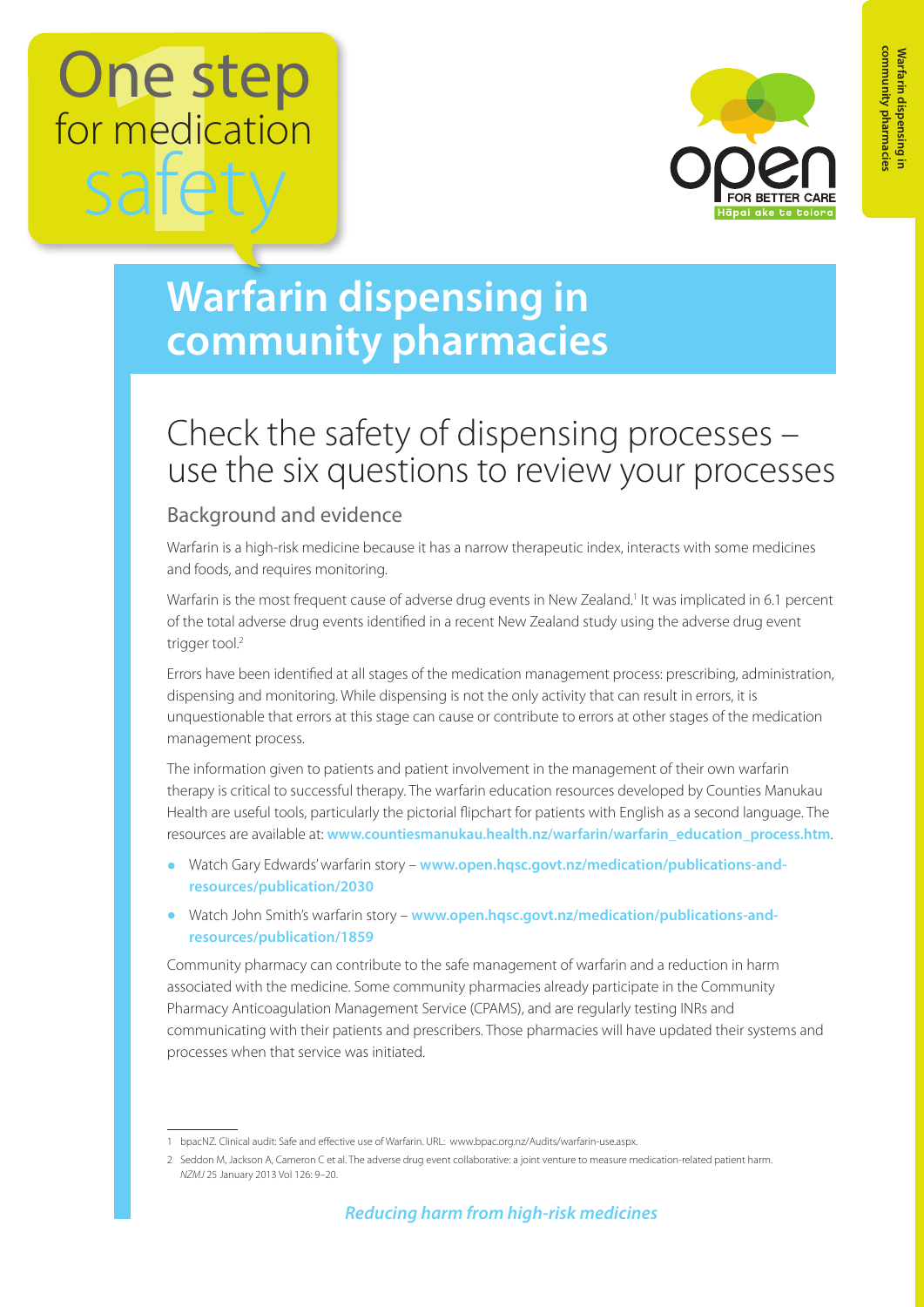# One step for medication safety

# Warfarin dispensing in community pharmacies

## Check the safety of dispensing processes – use the six questions to review your processes

### Background and evidence

Warfarin is a high-risk medicine because it has a narrow therapeutic index, interacts with some medicines and foods, and requires monitoring.

Warfarin is the most frequent cause of adverse drug events in New Zealand.[1] It was implicated in 6.1 percent of the total adverse drug events identified in a recent New Zealand study using the adverse drug event trigger tool.[2]

Errors have been identified at all stages of the medication management process: prescribing, administration, dispensing and monitoring. While dispensing is not the only activity that can result in errors, it is unquestionable that errors at this stage can cause or contribute to errors at other stages of the medication management process.

The information given to patients and patient involvement in the management of their own warfarin therapy is critical to successful therapy. The warfarin education resources developed by Counties Manukau Health are useful tools, particularly the pictorial flipchart for patients with English as a second language. The resources are available at: **www.countiesmanukau.health.nz/warfarin/warfarin_education_process.htm**.

- Watch Gary Edwards' warfarin story – **www.open.hqsc.govt.nz/medication/publications-and-resources/publication/2030**
- Watch John Smith's warfarin story – **www.open.hqsc.govt.nz/medication/publications-and-resources/publication/1859**

Community pharmacy can contribute to the safe management of warfarin and a reduction in harm associated with the medicine. Some community pharmacies already participate in the Community Pharmacy Anticoagulation Management Service (CPAMS), and are regularly testing INRs and communicating with their patients and prescribers. Those pharmacies will have updated their systems and processes when that service was initiated.

---

1 bpacNZ. Clinical audit: Safe and effective use of Warfarin. URL: www.bpac.org.nz/Audits/warfarin-use.aspx.

2 Seddon M, Jackson A, Cameron C et al. The adverse drug event collaborative: a joint venture to measure medication-related patient harm. *NZMJ* 25 January 2013 Vol 126: 9–20.

***Reducing harm from high-risk medicines***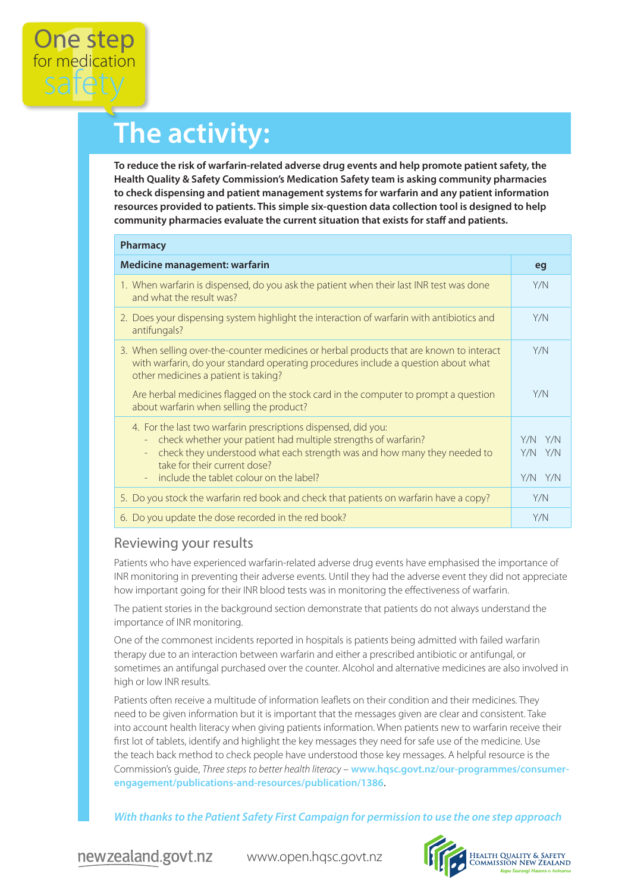One step for medication safety

# The activity:

**To reduce the risk of warfarin-related adverse drug events and help promote patient safety, the Health Quality & Safety Commission's Medication Safety team is asking community pharmacies to check dispensing and patient management systems for warfarin and any patient information resources provided to patients. This simple six-question data collection tool is designed to help community pharmacies evaluate the current situation that exists for staff and patients.**

| Pharmacy | |
|---|---|
| **Medicine management: warfarin** | **eg** |
| 1. When warfarin is dispensed, do you ask the patient when their last INR test was done and what the result was? | Y/N |
| 2. Does your dispensing system highlight the interaction of warfarin with antibiotics and antifungals? | Y/N |
| 3. When selling over-the-counter medicines or herbal products that are known to interact with warfarin, do your standard operating procedures include a question about what other medicines a patient is taking? | Y/N |
| Are herbal medicines flagged on the stock card in the computer to prompt a question about warfarin when selling the product? | Y/N |
| 4. For the last two warfarin prescriptions dispensed, did you:<br>- check whether your patient had multiple strengths of warfarin?<br>- check they understood what each strength was and how many they needed to take for their current dose?<br>- include the tablet colour on the label? | <br>Y/N Y/N<br>Y/N Y/N<br><br>Y/N Y/N |
| 5. Do you stock the warfarin red book and check that patients on warfarin have a copy? | Y/N |
| 6. Do you update the dose recorded in the red book? | Y/N |

## Reviewing your results

Patients who have experienced warfarin-related adverse drug events have emphasised the importance of INR monitoring in preventing their adverse events. Until they had the adverse event they did not appreciate how important going for their INR blood tests was in monitoring the effectiveness of warfarin.

The patient stories in the background section demonstrate that patients do not always understand the importance of INR monitoring.

One of the commonest incidents reported in hospitals is patients being admitted with failed warfarin therapy due to an interaction between warfarin and either a prescribed antibiotic or antifungal, or sometimes an antifungal purchased over the counter. Alcohol and alternative medicines are also involved in high or low INR results.

Patients often receive a multitude of information leaflets on their condition and their medicines. They need to be given information but it is important that the messages given are clear and consistent. Take into account health literacy when giving patients information. When patients new to warfarin receive their first lot of tablets, identify and highlight the key messages they need for safe use of the medicine. Use the teach back method to check people have understood those key messages. A helpful resource is the Commission's guide, *Three steps to better health literacy* – **www.hqsc.govt.nz/our-programmes/consumer-engagement/publications-and-resources/publication/1386**.

***With thanks to the Patient Safety First Campaign for permission to use the one step approach***

newzealand.govt.nz www.open.hqsc.govt.nz

Health Quality & Safety Commission New Zealand
Kupu Taurangi Hauora o Aotearoa